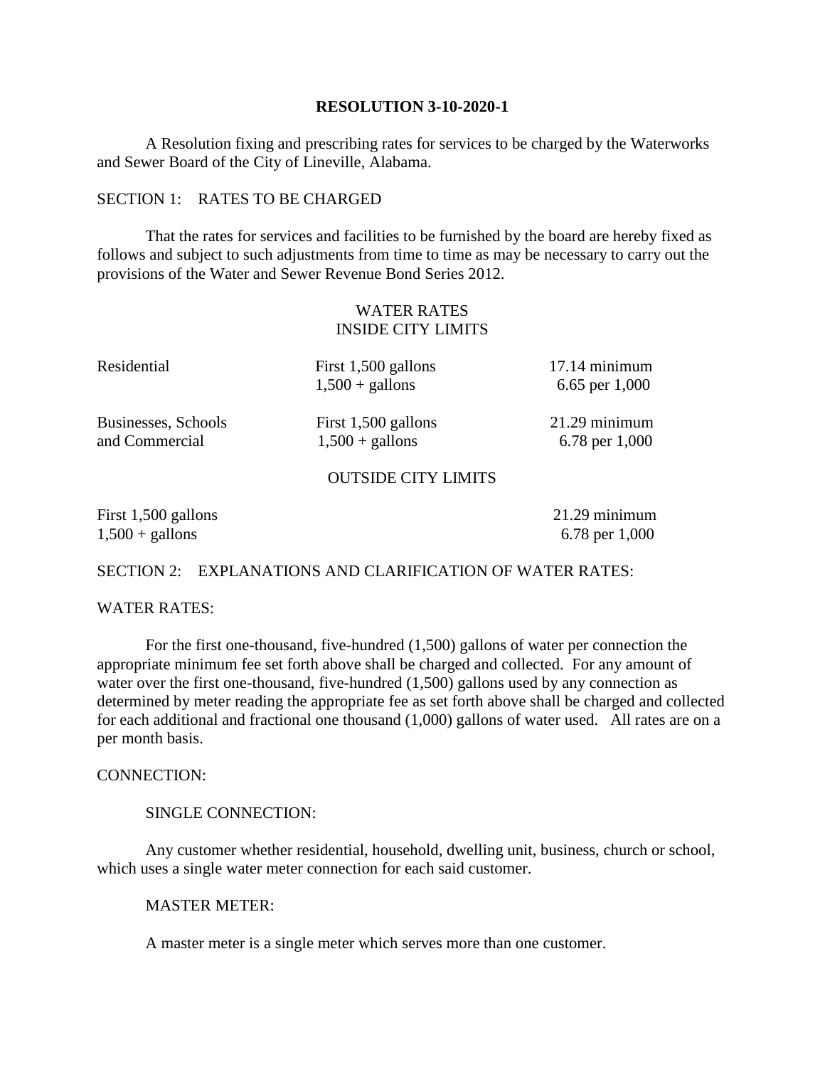**RESOLUTION 3-10-2020-1**

A Resolution fixing and prescribing rates for services to be charged by the Waterworks and Sewer Board of the City of Lineville, Alabama.

SECTION 1: RATES TO BE CHARGED

That the rates for services and facilities to be furnished by the board are hereby fixed as follows and subject to such adjustments from time to time as may be necessary to carry out the provisions of the Water and Sewer Revenue Bond Series 2012.

WATER RATES
INSIDE CITY LIMITS

| | | |
|---|---|---|
| Residential | First 1,500 gallons | 17.14 minimum |
| | 1,500 + gallons | 6.65 per 1,000 |
| Businesses, Schools and Commercial | First 1,500 gallons | 21.29 minimum |
| | 1,500 + gallons | 6.78 per 1,000 |

OUTSIDE CITY LIMITS

| | |
|---|---|
| First 1,500 gallons | 21.29 minimum |
| 1,500 + gallons | 6.78 per 1,000 |

SECTION 2: EXPLANATIONS AND CLARIFICATION OF WATER RATES:

WATER RATES:

For the first one-thousand, five-hundred (1,500) gallons of water per connection the appropriate minimum fee set forth above shall be charged and collected. For any amount of water over the first one-thousand, five-hundred (1,500) gallons used by any connection as determined by meter reading the appropriate fee as set forth above shall be charged and collected for each additional and fractional one thousand (1,000) gallons of water used. All rates are on a per month basis.

CONNECTION:

SINGLE CONNECTION:

Any customer whether residential, household, dwelling unit, business, church or school, which uses a single water meter connection for each said customer.

MASTER METER:

A master meter is a single meter which serves more than one customer.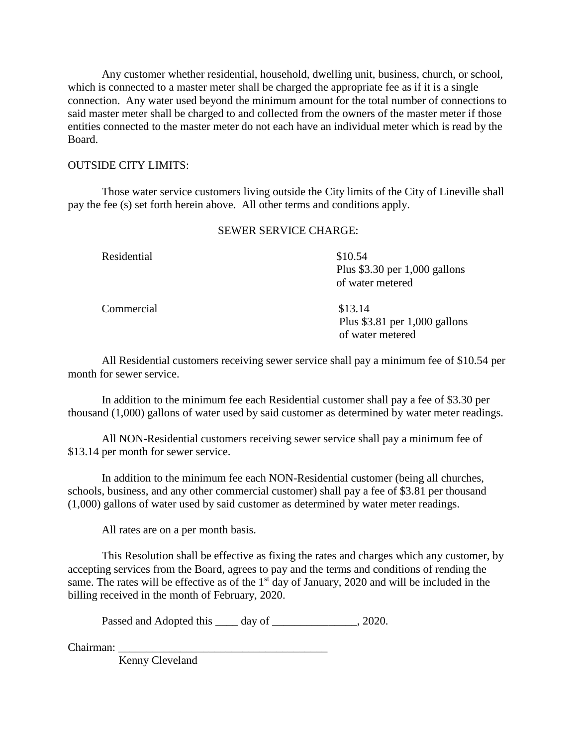Any customer whether residential, household, dwelling unit, business, church, or school, which is connected to a master meter shall be charged the appropriate fee as if it is a single connection. Any water used beyond the minimum amount for the total number of connections to said master meter shall be charged to and collected from the owners of the master meter if those entities connected to the master meter do not each have an individual meter which is read by the Board.

OUTSIDE CITY LIMITS:

Those water service customers living outside the City limits of the City of Lineville shall pay the fee (s) set forth herein above. All other terms and conditions apply.

SEWER SERVICE CHARGE:

| | |
|---|---|
| Residential | \$10.54<br>Plus \$3.30 per 1,000 gallons of water metered |
| Commercial | \$13.14<br>Plus \$3.81 per 1,000 gallons of water metered |

All Residential customers receiving sewer service shall pay a minimum fee of \$10.54 per month for sewer service.

In addition to the minimum fee each Residential customer shall pay a fee of \$3.30 per thousand (1,000) gallons of water used by said customer as determined by water meter readings.

All NON-Residential customers receiving sewer service shall pay a minimum fee of \$13.14 per month for sewer service.

In addition to the minimum fee each NON-Residential customer (being all churches, schools, business, and any other commercial customer) shall pay a fee of \$3.81 per thousand (1,000) gallons of water used by said customer as determined by water meter readings.

All rates are on a per month basis.

This Resolution shall be effective as fixing the rates and charges which any customer, by accepting services from the Board, agrees to pay and the terms and conditions of rending the same. The rates will be effective as of the 1st day of January, 2020 and will be included in the billing received in the month of February, 2020.

Passed and Adopted this ____ day of _______________, 2020.

Chairman: _____________________________________
Kenny Cleveland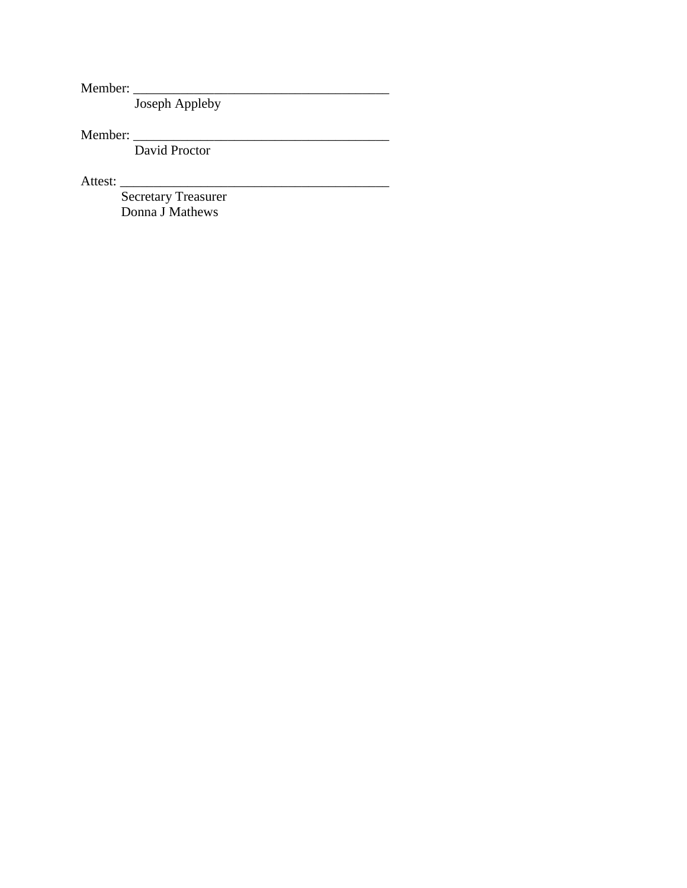Member: _______________________________________
Joseph Appleby

Member: _______________________________________
David Proctor

Attest: _________________________________________
Secretary Treasurer
Donna J Mathews